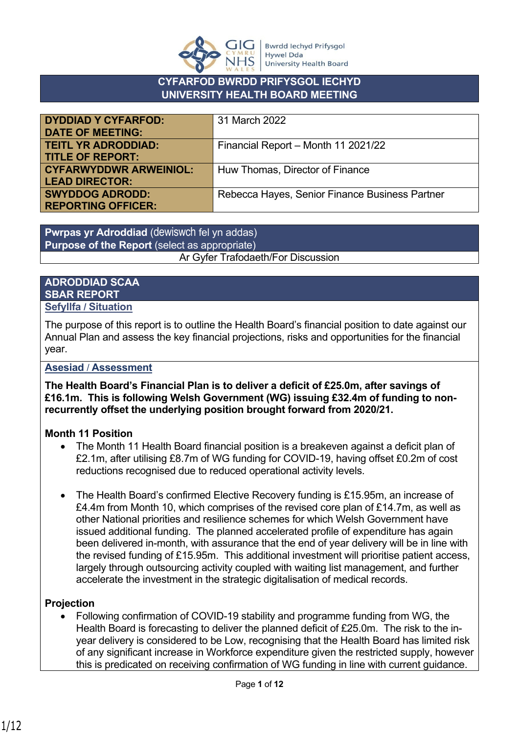Bwrdd Iechyd Prifysgol Hywel Dda University Health Board

# CYFARFOD BWRDD PRIFYSGOL IECHYD
# UNIVERSITY HEALTH BOARD MEETING

| | |
|---|---|
| **DYDDIAD Y CYFARFOD: DATE OF MEETING:** | 31 March 2022 |
| **TEITL YR ADRODDIAD: TITLE OF REPORT:** | Financial Report – Month 11 2021/22 |
| **CYFARWYDDWR ARWEINIOL: LEAD DIRECTOR:** | Huw Thomas, Director of Finance |
| **SWYDDOG ADRODD: REPORTING OFFICER:** | Rebecca Hayes, Senior Finance Business Partner |

**Pwrpas yr Adroddiad** (dewiswch fel yn addas)
**Purpose of the Report** (select as appropriate)

Ar Gyfer Trafodaeth/For Discussion

## ADRODDIAD SCAA
## SBAR REPORT

### Sefyllfa / Situation

The purpose of this report is to outline the Health Board's financial position to date against our Annual Plan and assess the key financial projections, risks and opportunities for the financial year.

### Asesiad / Assessment

**The Health Board's Financial Plan is to deliver a deficit of £25.0m, after savings of £16.1m. This is following Welsh Government (WG) issuing £32.4m of funding to non-recurrently offset the underlying position brought forward from 2020/21.**

**Month 11 Position**

- The Month 11 Health Board financial position is a breakeven against a deficit plan of £2.1m, after utilising £8.7m of WG funding for COVID-19, having offset £0.2m of cost reductions recognised due to reduced operational activity levels.

- The Health Board's confirmed Elective Recovery funding is £15.95m, an increase of £4.4m from Month 10, which comprises of the revised core plan of £14.7m, as well as other National priorities and resilience schemes for which Welsh Government have issued additional funding. The planned accelerated profile of expenditure has again been delivered in-month, with assurance that the end of year delivery will be in line with the revised funding of £15.95m. This additional investment will prioritise patient access, largely through outsourcing activity coupled with waiting list management, and further accelerate the investment in the strategic digitalisation of medical records.

**Projection**

- Following confirmation of COVID-19 stability and programme funding from WG, the Health Board is forecasting to deliver the planned deficit of £25.0m. The risk to the in-year delivery is considered to be Low, recognising that the Health Board has limited risk of any significant increase in Workforce expenditure given the restricted supply, however this is predicated on receiving confirmation of WG funding in line with current guidance.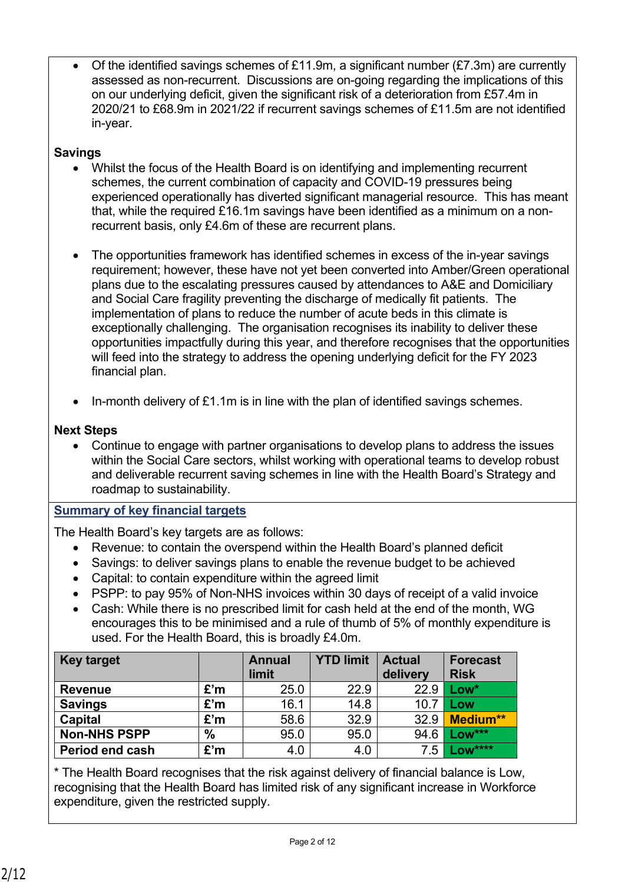- Of the identified savings schemes of £11.9m, a significant number (£7.3m) are currently assessed as non-recurrent. Discussions are on-going regarding the implications of this on our underlying deficit, given the significant risk of a deterioration from £57.4m in 2020/21 to £68.9m in 2021/22 if recurrent savings schemes of £11.5m are not identified in-year.

**Savings**

- Whilst the focus of the Health Board is on identifying and implementing recurrent schemes, the current combination of capacity and COVID-19 pressures being experienced operationally has diverted significant managerial resource. This has meant that, while the required £16.1m savings have been identified as a minimum on a non-recurrent basis, only £4.6m of these are recurrent plans.

- The opportunities framework has identified schemes in excess of the in-year savings requirement; however, these have not yet been converted into Amber/Green operational plans due to the escalating pressures caused by attendances to A&E and Domiciliary and Social Care fragility preventing the discharge of medically fit patients. The implementation of plans to reduce the number of acute beds in this climate is exceptionally challenging. The organisation recognises its inability to deliver these opportunities impactfully during this year, and therefore recognises that the opportunities will feed into the strategy to address the opening underlying deficit for the FY 2023 financial plan.

- In-month delivery of £1.1m is in line with the plan of identified savings schemes.

**Next Steps**

- Continue to engage with partner organisations to develop plans to address the issues within the Social Care sectors, whilst working with operational teams to develop robust and deliverable recurrent saving schemes in line with the Health Board's Strategy and roadmap to sustainability.

## Summary of key financial targets

The Health Board's key targets are as follows:

- Revenue: to contain the overspend within the Health Board's planned deficit
- Savings: to deliver savings plans to enable the revenue budget to be achieved
- Capital: to contain expenditure within the agreed limit
- PSPP: to pay 95% of Non-NHS invoices within 30 days of receipt of a valid invoice
- Cash: While there is no prescribed limit for cash held at the end of the month, WG encourages this to be minimised and a rule of thumb of 5% of monthly expenditure is used. For the Health Board, this is broadly £4.0m.

| Key target | | Annual limit | YTD limit | Actual delivery | Forecast Risk |
|---|---|---|---|---|---|
| Revenue | £'m | 25.0 | 22.9 | 22.9 | Low* |
| Savings | £'m | 16.1 | 14.8 | 10.7 | Low |
| Capital | £'m | 58.6 | 32.9 | 32.9 | Medium** |
| Non-NHS PSPP | % | 95.0 | 95.0 | 94.6 | Low*** |
| Period end cash | £'m | 4.0 | 4.0 | 7.5 | Low**** |

* The Health Board recognises that the risk against delivery of financial balance is Low, recognising that the Health Board has limited risk of any significant increase in Workforce expenditure, given the restricted supply.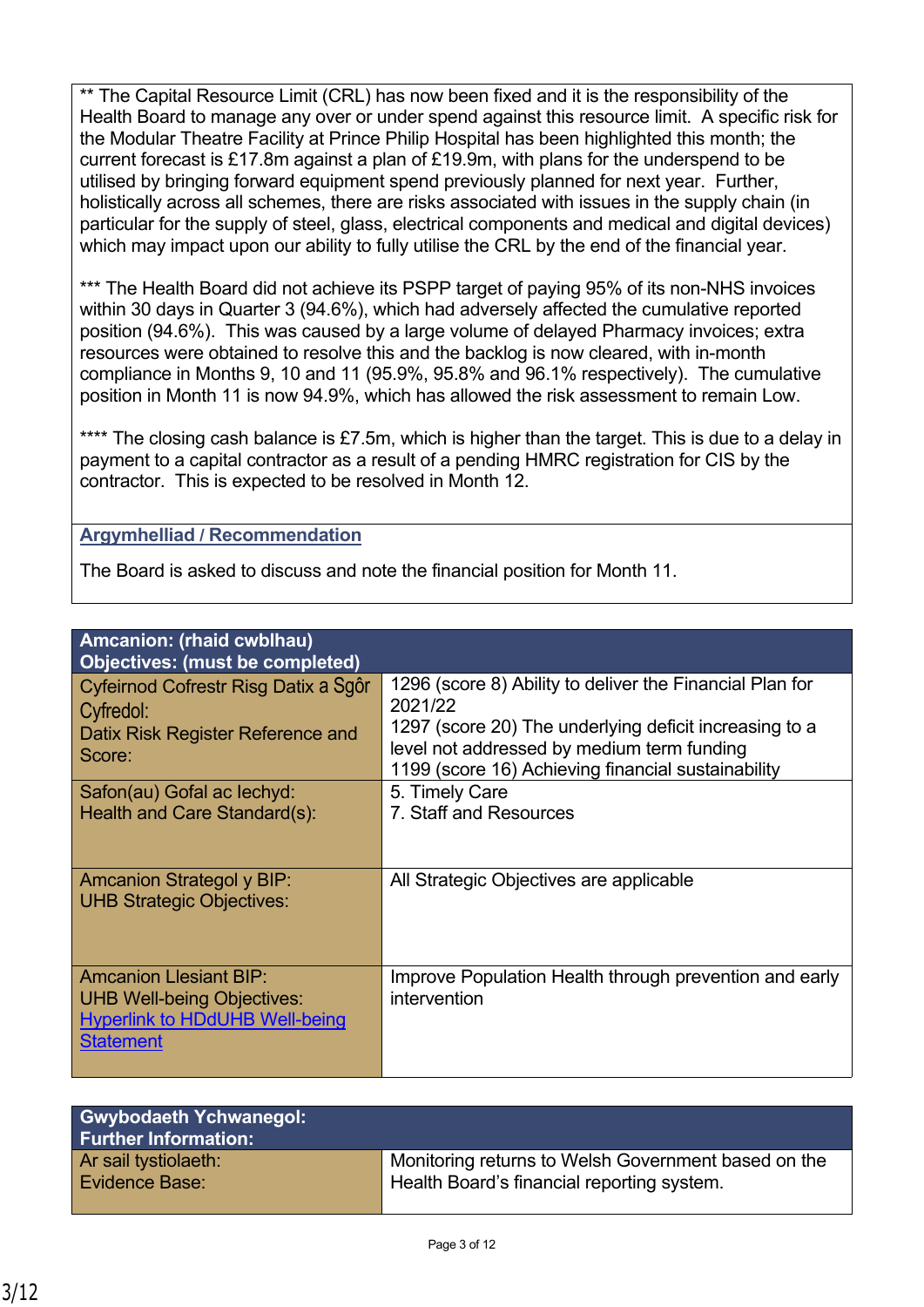** The Capital Resource Limit (CRL) has now been fixed and it is the responsibility of the Health Board to manage any over or under spend against this resource limit. A specific risk for the Modular Theatre Facility at Prince Philip Hospital has been highlighted this month; the current forecast is £17.8m against a plan of £19.9m, with plans for the underspend to be utilised by bringing forward equipment spend previously planned for next year. Further, holistically across all schemes, there are risks associated with issues in the supply chain (in particular for the supply of steel, glass, electrical components and medical and digital devices) which may impact upon our ability to fully utilise the CRL by the end of the financial year.

*** The Health Board did not achieve its PSPP target of paying 95% of its non-NHS invoices within 30 days in Quarter 3 (94.6%), which had adversely affected the cumulative reported position (94.6%). This was caused by a large volume of delayed Pharmacy invoices; extra resources were obtained to resolve this and the backlog is now cleared, with in-month compliance in Months 9, 10 and 11 (95.9%, 95.8% and 96.1% respectively). The cumulative position in Month 11 is now 94.9%, which has allowed the risk assessment to remain Low.

**** The closing cash balance is £7.5m, which is higher than the target. This is due to a delay in payment to a capital contractor as a result of a pending HMRC registration for CIS by the contractor. This is expected to be resolved in Month 12.

**Argymhelliad / Recommendation**

The Board is asked to discuss and note the financial position for Month 11.

| **Amcanion: (rhaid cwblhau)<br>Objectives: (must be completed)** | |
|---|---|
| Cyfeirnod Cofrestr Risg Datix a Sgôr Cyfredol:<br>Datix Risk Register Reference and Score: | 1296 (score 8) Ability to deliver the Financial Plan for 2021/22<br>1297 (score 20) The underlying deficit increasing to a level not addressed by medium term funding<br>1199 (score 16) Achieving financial sustainability |
| Safon(au) Gofal ac Iechyd:<br>Health and Care Standard(s): | 5. Timely Care<br>7. Staff and Resources |
| Amcanion Strategol y BIP:<br>UHB Strategic Objectives: | All Strategic Objectives are applicable |
| Amcanion Llesiant BIP:<br>UHB Well-being Objectives:<br>Hyperlink to HDdUHB Well-being Statement | Improve Population Health through prevention and early intervention |

| **Gwybodaeth Ychwanegol:<br>Further Information:** | |
|---|---|
| Ar sail tystiolaeth:<br>Evidence Base: | Monitoring returns to Welsh Government based on the Health Board's financial reporting system. |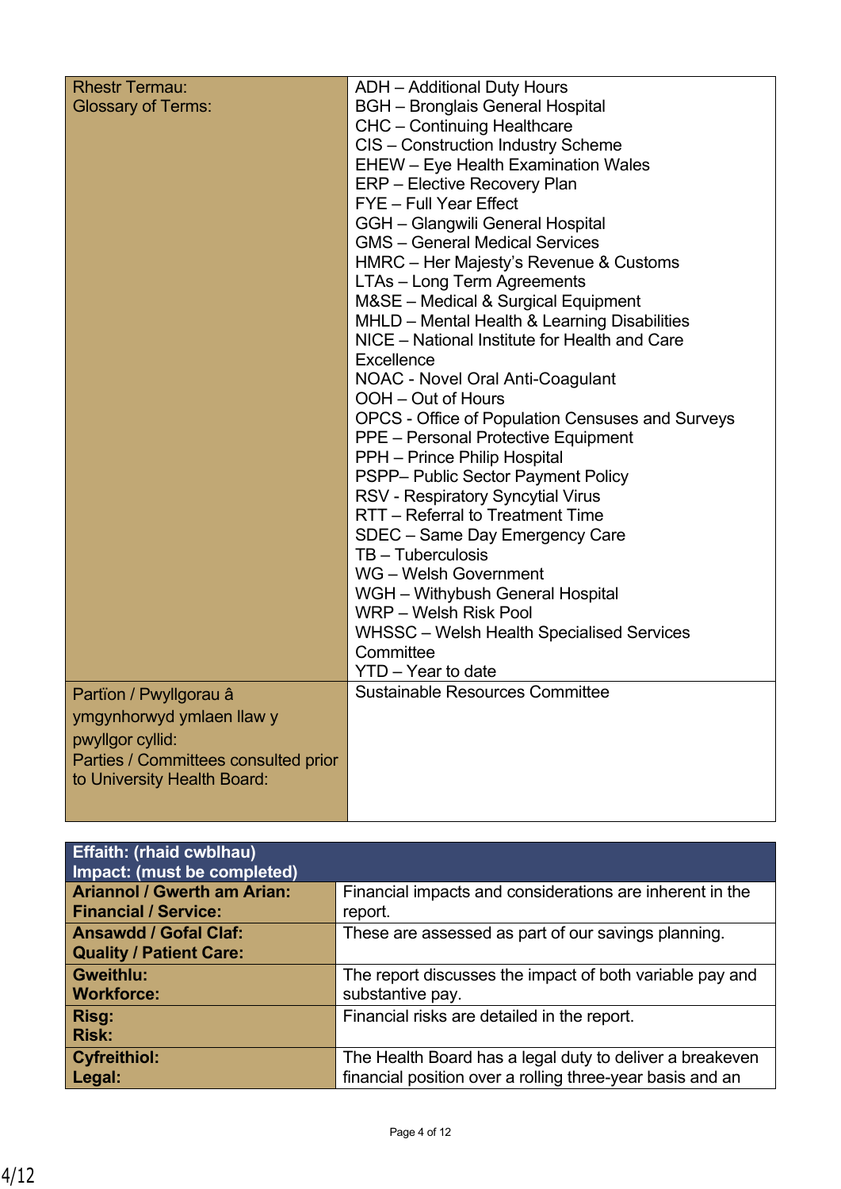| Rhestr Termau:<br>Glossary of Terms: | ADH – Additional Duty Hours<br>BGH – Bronglais General Hospital<br>CHC – Continuing Healthcare<br>CIS – Construction Industry Scheme<br>EHEW – Eye Health Examination Wales<br>ERP – Elective Recovery Plan<br>FYE – Full Year Effect<br>GGH – Glangwili General Hospital<br>GMS – General Medical Services<br>HMRC – Her Majesty's Revenue & Customs<br>LTAs – Long Term Agreements<br>M&SE – Medical & Surgical Equipment<br>MHLD – Mental Health & Learning Disabilities<br>NICE – National Institute for Health and Care Excellence<br>NOAC - Novel Oral Anti-Coagulant<br>OOH – Out of Hours<br>OPCS - Office of Population Censuses and Surveys<br>PPE – Personal Protective Equipment<br>PPH – Prince Philip Hospital<br>PSPP– Public Sector Payment Policy<br>RSV - Respiratory Syncytial Virus<br>RTT – Referral to Treatment Time<br>SDEC – Same Day Emergency Care<br>TB – Tuberculosis<br>WG – Welsh Government<br>WGH – Withybush General Hospital<br>WRP – Welsh Risk Pool<br>WHSSC – Welsh Health Specialised Services Committee<br>YTD – Year to date |
|---|---|
| Partïon / Pwyllgorau â ymgynhorwyd ymlaen llaw y pwyllgor cyllid:<br>Parties / Committees consulted prior to University Health Board: | Sustainable Resources Committee |

| **Effaith: (rhaid cwblhau)<br>Impact: (must be completed)** | |
|---|---|
| **Ariannol / Gwerth am Arian:<br>Financial / Service:** | Financial impacts and considerations are inherent in the report. |
| **Ansawdd / Gofal Claf:<br>Quality / Patient Care:** | These are assessed as part of our savings planning. |
| **Gweithlu:<br>Workforce:** | The report discusses the impact of both variable pay and substantive pay. |
| **Risg:<br>Risk:** | Financial risks are detailed in the report. |
| **Cyfreithiol:<br>Legal:** | The Health Board has a legal duty to deliver a breakeven financial position over a rolling three-year basis and an |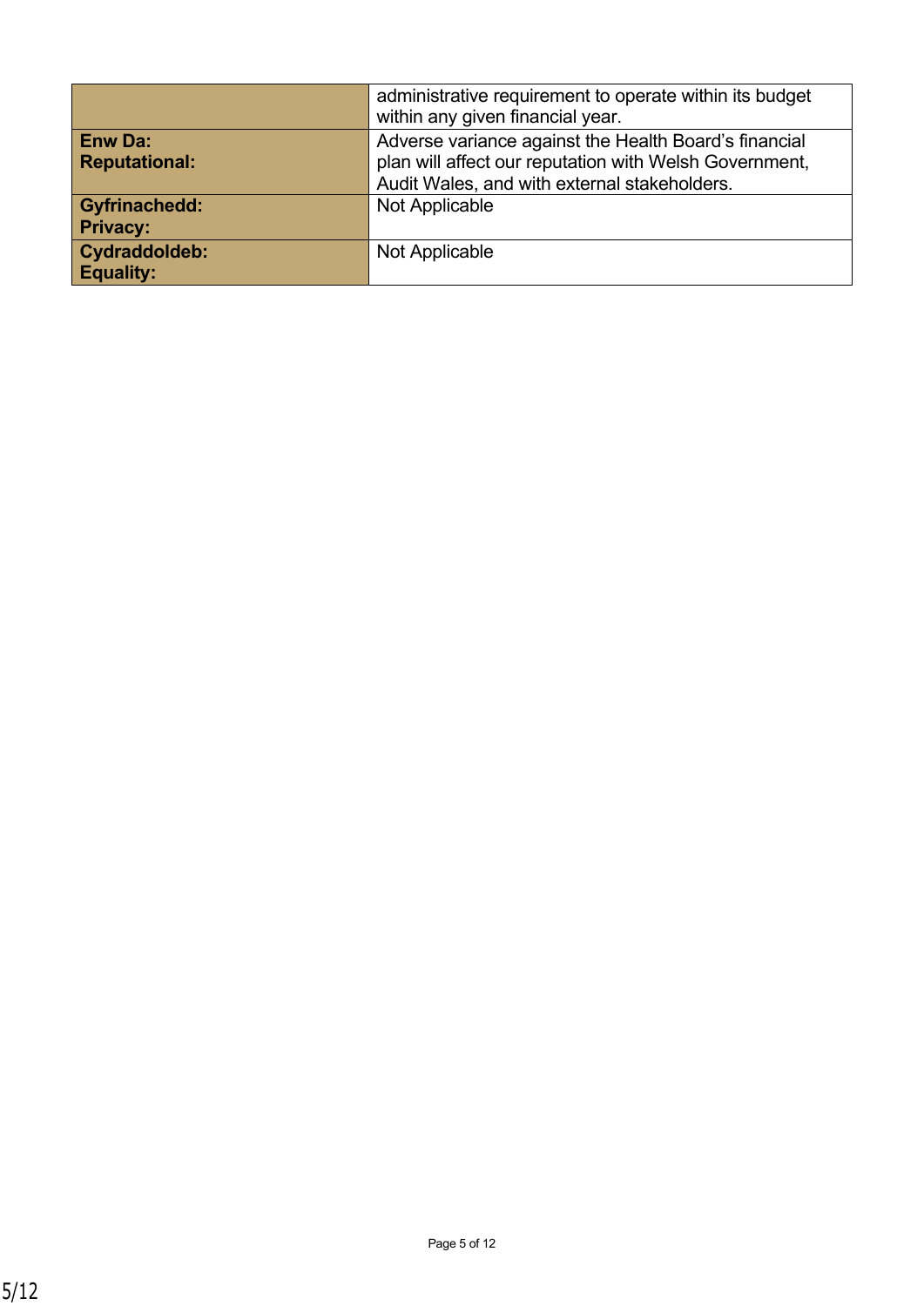| | |
|---|---|
| | administrative requirement to operate within its budget within any given financial year. |
| **Enw Da:**<br>**Reputational:** | Adverse variance against the Health Board's financial plan will affect our reputation with Welsh Government, Audit Wales, and with external stakeholders. |
| **Gyfrinachedd:**<br>**Privacy:** | Not Applicable |
| **Cydraddoldeb:**<br>**Equality:** | Not Applicable |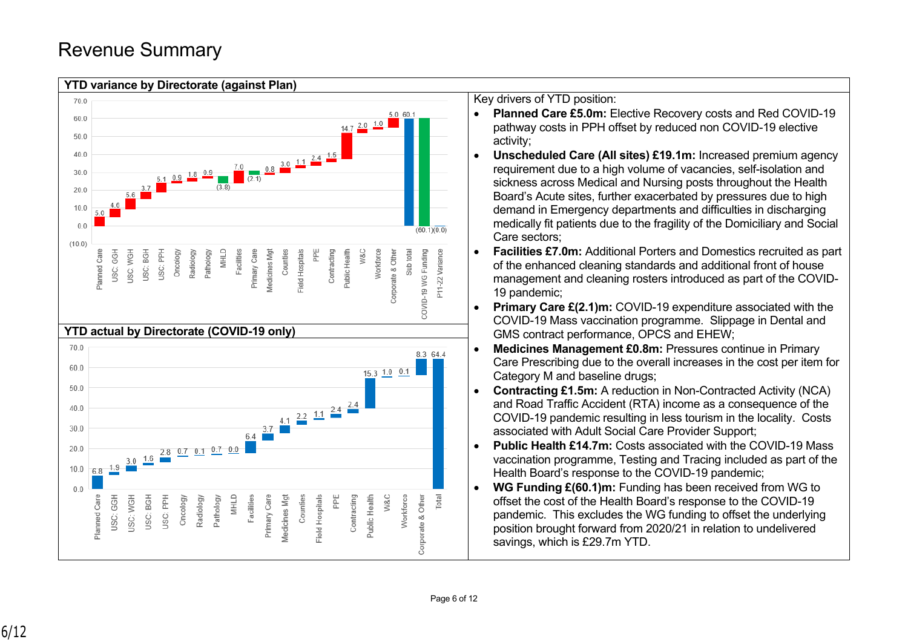# Revenue Summary

## YTD variance by Directorate (against Plan)

| Directorate | £m |
|---|---|
| Planned Care | 5.0 |
| USC: GGH | 4.6 |
| USC: WGH | 5.6 |
| USC: BGH | 3.7 |
| USC: PPH | 5.1 |
| Oncology | 0.9 |
| Radiology | 1.8 |
| Pathology | 0.9 |
| MHLD | (3.8) |
| Facilities | 7.0 |
| Primary Care | (2.1) |
| Medicines Mgt | 0.8 |
| Counties | 3.0 |
| Field Hospitals | 1.1 |
| PPE | 2.4 |
| Contracting | 1.5 |
| Public Health | 14.7 |
| W&C | 2.0 |
| Workforce | 1.0 |
| Corporate & Other | 5.0 |
| Sub total | 60.1 |
| COVID-19 WG Funding | (60.1) |
| P11-22 Variance | (0.0) |

## YTD actual by Directorate (COVID-19 only)

| Directorate | £m |
|---|---|
| Planned Care | 6.8 |
| USC: GGH | 1.9 |
| USC: WGH | 3.0 |
| USC: BGH | 1.6 |
| USC: PPH | 2.8 |
| Oncology | 0.7 |
| Radiology | 0.1 |
| Pathology | 0.7 |
| MHLD | 0.0 |
| Facilities | 6.4 |
| Primary Care | 3.7 |
| Medicines Mgt | 4.1 |
| Counties | 2.2 |
| Field Hospitals | 1.1 |
| PPE | 2.4 |
| Contracting | 2.4 |
| Public Health | 15.3 |
| W&C | 1.0 |
| Workforce | 0.1 |
| Corporate & Other | 8.3 |
| Total | 64.4 |

Key drivers of YTD position:

- **Planned Care £5.0m:** Elective Recovery costs and Red COVID-19 pathway costs in PPH offset by reduced non COVID-19 elective activity;
- **Unscheduled Care (All sites) £19.1m:** Increased premium agency requirement due to a high volume of vacancies, self-isolation and sickness across Medical and Nursing posts throughout the Health Board's Acute sites, further exacerbated by pressures due to high demand in Emergency departments and difficulties in discharging medically fit patients due to the fragility of the Domiciliary and Social Care sectors;
- **Facilities £7.0m:** Additional Porters and Domestics recruited as part of the enhanced cleaning standards and additional front of house management and cleaning rosters introduced as part of the COVID-19 pandemic;
- **Primary Care £(2.1)m:** COVID-19 expenditure associated with the COVID-19 Mass vaccination programme. Slippage in Dental and GMS contract performance, OPCS and EHEW;
- **Medicines Management £0.8m:** Pressures continue in Primary Care Prescribing due to the overall increases in the cost per item for Category M and baseline drugs;
- **Contracting £1.5m:** A reduction in Non-Contracted Activity (NCA) and Road Traffic Accident (RTA) income as a consequence of the COVID-19 pandemic resulting in less tourism in the locality. Costs associated with Adult Social Care Provider Support;
- **Public Health £14.7m:** Costs associated with the COVID-19 Mass vaccination programme, Testing and Tracing included as part of the Health Board's response to the COVID-19 pandemic;
- **WG Funding £(60.1)m:** Funding has been received from WG to offset the cost of the Health Board's response to the COVID-19 pandemic. This excludes the WG funding to offset the underlying position brought forward from 2020/21 in relation to undelivered savings, which is £29.7m YTD.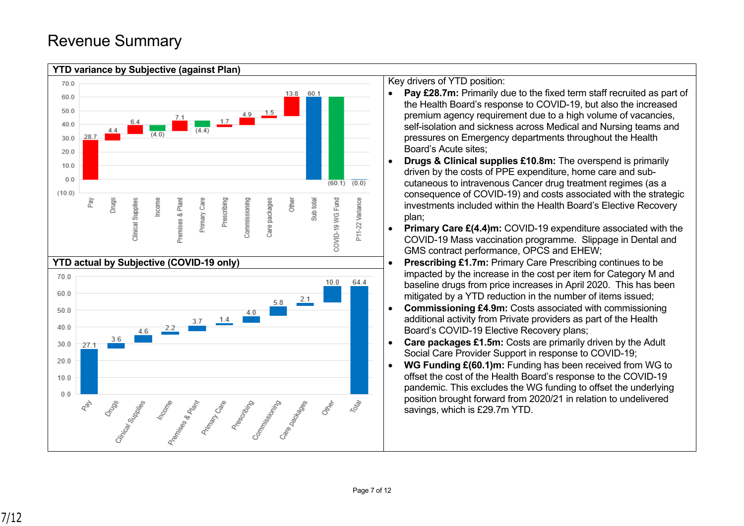# Revenue Summary

## YTD variance by Subjective (against Plan)

| Subjective | Value |
|---|---|
| Pay | 28.7 |
| Drugs | 4.4 |
| Clinical Supplies | 6.4 |
| Income | (4.0) |
| Premises & Plant | 7.1 |
| Primary Care | (4.4) |
| Prescribing | 1.7 |
| Commissioning | 4.9 |
| Care packages | 1.5 |
| Other | 13.8 |
| Sub total | 60.1 |
| COVID-19 WG Fund | (60.1) |
| P11-22 Variance | (0.0) |

## YTD actual by Subjective (COVID-19 only)

| Subjective | Value |
|---|---|
| Pay | 27.1 |
| Drugs | 3.6 |
| Clinical Supplies | 4.6 |
| Income | 2.2 |
| Premises & Plant | 3.7 |
| Primary Care | 1.4 |
| Prescribing | 4.0 |
| Commissioning | 5.8 |
| Care packages | 2.1 |
| Other | 10.0 |
| Total | 64.4 |

Key drivers of YTD position:

- **Pay £28.7m:** Primarily due to the fixed term staff recruited as part of the Health Board's response to COVID-19, but also the increased premium agency requirement due to a high volume of vacancies, self-isolation and sickness across Medical and Nursing teams and pressures on Emergency departments throughout the Health Board's Acute sites;
- **Drugs & Clinical supplies £10.8m:** The overspend is primarily driven by the costs of PPE expenditure, home care and sub-cutaneous to intravenous Cancer drug treatment regimes (as a consequence of COVID-19) and costs associated with the strategic investments included within the Health Board's Elective Recovery plan;
- **Primary Care £(4.4)m:** COVID-19 expenditure associated with the COVID-19 Mass vaccination programme. Slippage in Dental and GMS contract performance, OPCS and EHEW;
- **Prescribing £1.7m:** Primary Care Prescribing continues to be impacted by the increase in the cost per item for Category M and baseline drugs from price increases in April 2020. This has been mitigated by a YTD reduction in the number of items issued;
- **Commissioning £4.9m:** Costs associated with commissioning additional activity from Private providers as part of the Health Board's COVID-19 Elective Recovery plans;
- **Care packages £1.5m:** Costs are primarily driven by the Adult Social Care Provider Support in response to COVID-19;
- **WG Funding £(60.1)m:** Funding has been received from WG to offset the cost of the Health Board's response to the COVID-19 pandemic. This excludes the WG funding to offset the underlying position brought forward from 2020/21 in relation to undelivered savings, which is £29.7m YTD.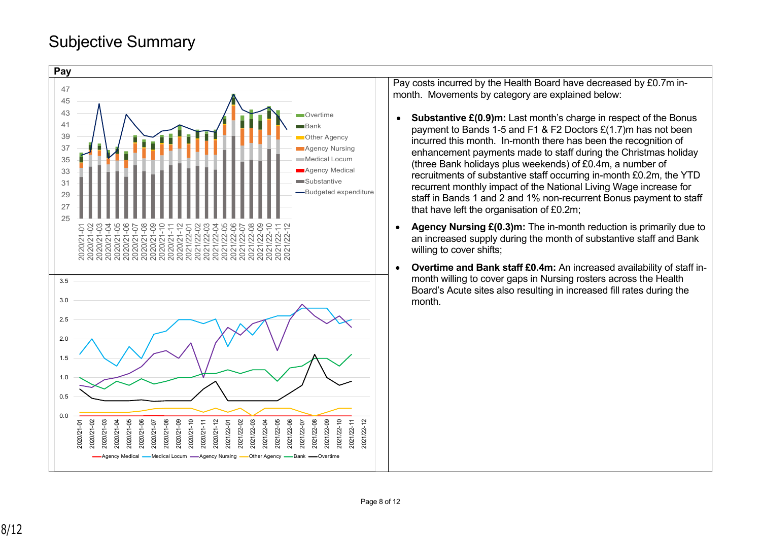# Subjective Summary

## Pay

Pay costs incurred by the Health Board have decreased by £0.7m in-month. Movements by category are explained below:

- **Substantive £(0.9)m:** Last month's charge in respect of the Bonus payment to Bands 1-5 and F1 & F2 Doctors £(1.7)m has not been incurred this month. In-month there has been the recognition of enhancement payments made to staff during the Christmas holiday (three Bank holidays plus weekends) of £0.4m, a number of recruitments of substantive staff occurring in-month £0.2m, the YTD recurrent monthly impact of the National Living Wage increase for staff in Bands 1 and 2 and 1% non-recurrent Bonus payment to staff that have left the organisation of £0.2m;
- **Agency Nursing £(0.3)m:** The in-month reduction is primarily due to an increased supply during the month of substantive staff and Bank willing to cover shifts;
- **Overtime and Bank staff £0.4m:** An increased availability of staff in-month willing to cover gaps in Nursing rosters across the Health Board's Acute sites also resulting in increased fill rates during the month.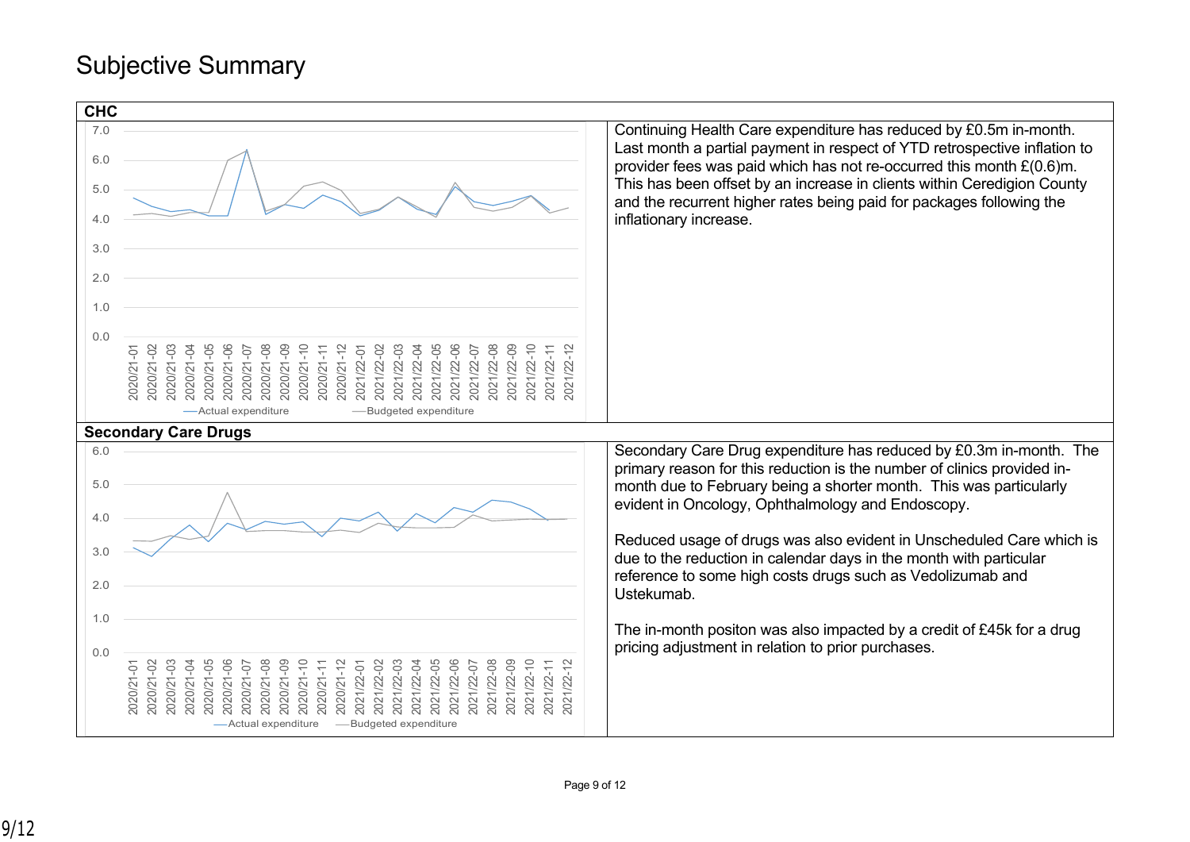# Subjective Summary

## CHC

Continuing Health Care expenditure has reduced by £0.5m in-month. Last month a partial payment in respect of YTD retrospective inflation to provider fees was paid which has not re-occurred this month £(0.6)m. This has been offset by an increase in clients within Ceredigion County and the recurrent higher rates being paid for packages following the inflationary increase.

## Secondary Care Drugs

Secondary Care Drug expenditure has reduced by £0.3m in-month. The primary reason for this reduction is the number of clinics provided in-month due to February being a shorter month. This was particularly evident in Oncology, Ophthalmology and Endoscopy.

Reduced usage of drugs was also evident in Unscheduled Care which is due to the reduction in calendar days in the month with particular reference to some high costs drugs such as Vedolizumab and Ustekumab.

The in-month positon was also impacted by a credit of £45k for a drug pricing adjustment in relation to prior purchases.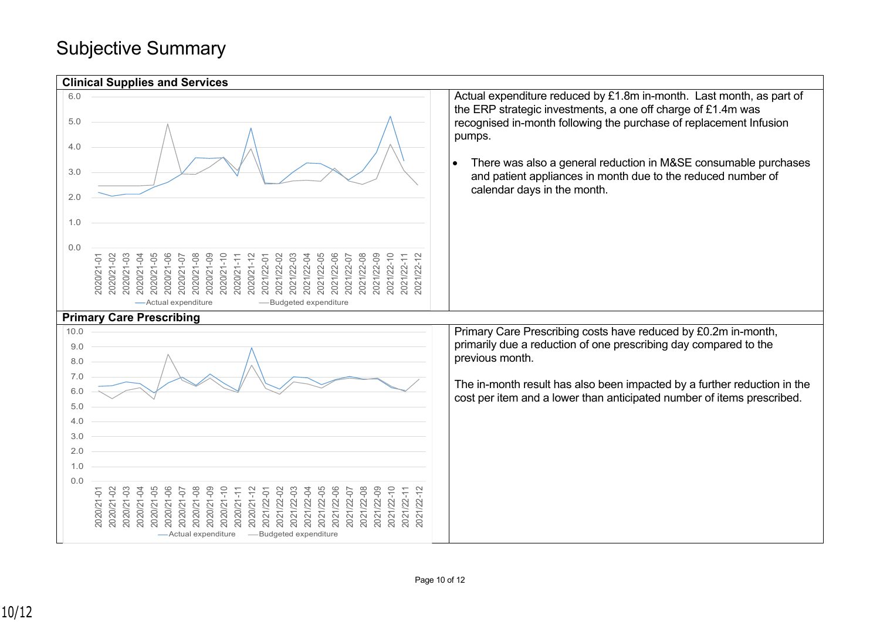# Subjective Summary

## Clinical Supplies and Services

Actual expenditure reduced by £1.8m in-month. Last month, as part of the ERP strategic investments, a one off charge of £1.4m was recognised in-month following the purchase of replacement Infusion pumps.

- There was also a general reduction in M&SE consumable purchases and patient appliances in month due to the reduced number of calendar days in the month.

## Primary Care Prescribing

Primary Care Prescribing costs have reduced by £0.2m in-month, primarily due a reduction of one prescribing day compared to the previous month.

The in-month result has also been impacted by a further reduction in the cost per item and a lower than anticipated number of items prescribed.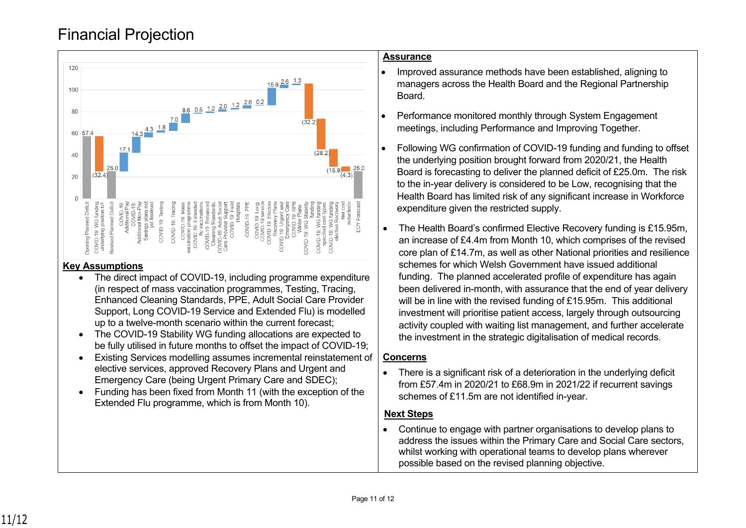# Financial Projection

| Category | Value (£m) |
|---|---|
| Opening Planned Deficit | 57.4 |
| COVID-19: WG funding underlying position b/f | (32.4) |
| Revised Planned Deficit | 25.0 |
| COVID-19: Additional Pay | 17.1 |
| COVID-19: Additional Non-Pay | 14.3 |
| Savings plans not yet finalised | 4.3 |
| COVID-19: Testing | 1.8 |
| COVID-19: Tracing | 7.0 |
| COVID-19: Mass vaccination programme | 8.6 |
| COVID-19: Extended flu vaccinations | 0.5 |
| COVID-19: Enhanced Cleaning Standards | 1.2 |
| COVID-19: Adult Social Care Provider Support | 2.0 |
| COVID-19: Field Hospitals | 1.2 |
| COVID-19: PPE | 2.6 |
| COVID-19: Long COVID-19 service | 0.2 |
| COVID-19: Elective Recovery Plans | 15.9 |
| COVID-19: Urgent and Emergency Care | 2.6 |
| COVID-19: RPB Winter Plans | 1.3 |
| COVID-19: WG Stability funding | (32.2) |
| COVID-19: WG funding specified cost types | (28.2) |
| COVID-19: WG funding elective Recovery | (15.9) |
| Net cost reductions | (4.3) |
| EOY Forecast | 25.0 |

## Key Assumptions

- The direct impact of COVID-19, including programme expenditure (in respect of mass vaccination programmes, Testing, Tracing, Enhanced Cleaning Standards, PPE, Adult Social Care Provider Support, Long COVID-19 Service and Extended Flu) is modelled up to a twelve-month scenario within the current forecast;
- The COVID-19 Stability WG funding allocations are expected to be fully utilised in future months to offset the impact of COVID-19;
- Existing Services modelling assumes incremental reinstatement of elective services, approved Recovery Plans and Urgent and Emergency Care (being Urgent Primary Care and SDEC);
- Funding has been fixed from Month 11 (with the exception of the Extended Flu programme, which is from Month 10).

## Assurance

- Improved assurance methods have been established, aligning to managers across the Health Board and the Regional Partnership Board.
- Performance monitored monthly through System Engagement meetings, including Performance and Improving Together.
- Following WG confirmation of COVID-19 funding and funding to offset the underlying position brought forward from 2020/21, the Health Board is forecasting to deliver the planned deficit of £25.0m. The risk to the in-year delivery is considered to be Low, recognising that the Health Board has limited risk of any significant increase in Workforce expenditure given the restricted supply.
- The Health Board's confirmed Elective Recovery funding is £15.95m, an increase of £4.4m from Month 10, which comprises of the revised core plan of £14.7m, as well as other National priorities and resilience schemes for which Welsh Government have issued additional funding. The planned accelerated profile of expenditure has again been delivered in-month, with assurance that the end of year delivery will be in line with the revised funding of £15.95m. This additional investment will prioritise patient access, largely through outsourcing activity coupled with waiting list management, and further accelerate the investment in the strategic digitalisation of medical records.

## Concerns

- There is a significant risk of a deterioration in the underlying deficit from £57.4m in 2020/21 to £68.9m in 2021/22 if recurrent savings schemes of £11.5m are not identified in-year.

## Next Steps

- Continue to engage with partner organisations to develop plans to address the issues within the Primary Care and Social Care sectors, whilst working with operational teams to develop plans wherever possible based on the revised planning objective.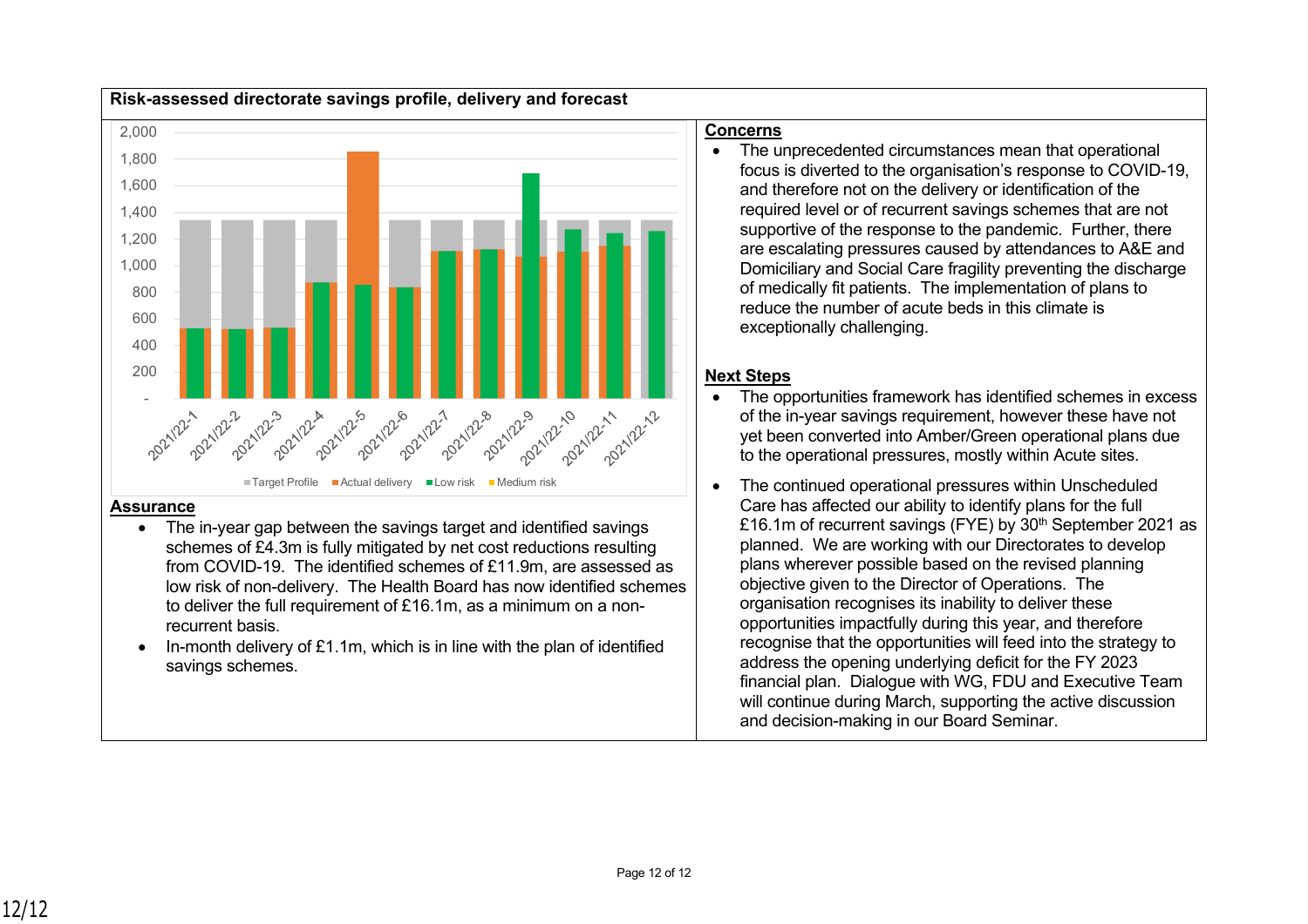## Risk-assessed directorate savings profile, delivery and forecast

2,000
1,800
1,600
1,400
1,200
1,000
800
600
400
200
-

2021/22-1
2021/22-2
2021/22-3
2021/22-4
2021/22-5
2021/22-6
2021/22-7
2021/22-8
2021/22-9
2021/22-10
2021/22-11
2021/22-12

Target Profile
Actual delivery
Low risk
Medium risk

### Assurance

- The in-year gap between the savings target and identified savings schemes of £4.3m is fully mitigated by net cost reductions resulting from COVID-19. The identified schemes of £11.9m, are assessed as low risk of non-delivery. The Health Board has now identified schemes to deliver the full requirement of £16.1m, as a minimum on a non-recurrent basis.
- In-month delivery of £1.1m, which is in line with the plan of identified savings schemes.

### Concerns

- The unprecedented circumstances mean that operational focus is diverted to the organisation's response to COVID-19, and therefore not on the delivery or identification of the required level or of recurrent savings schemes that are not supportive of the response to the pandemic. Further, there are escalating pressures caused by attendances to A&E and Domiciliary and Social Care fragility preventing the discharge of medically fit patients. The implementation of plans to reduce the number of acute beds in this climate is exceptionally challenging.

### Next Steps

- The opportunities framework has identified schemes in excess of the in-year savings requirement, however these have not yet been converted into Amber/Green operational plans due to the operational pressures, mostly within Acute sites.
- The continued operational pressures within Unscheduled Care has affected our ability to identify plans for the full £16.1m of recurrent savings (FYE) by 30th September 2021 as planned. We are working with our Directorates to develop plans wherever possible based on the revised planning objective given to the Director of Operations. The organisation recognises its inability to deliver these opportunities impactfully during this year, and therefore recognise that the opportunities will feed into the strategy to address the opening underlying deficit for the FY 2023 financial plan. Dialogue with WG, FDU and Executive Team will continue during March, supporting the active discussion and decision-making in our Board Seminar.